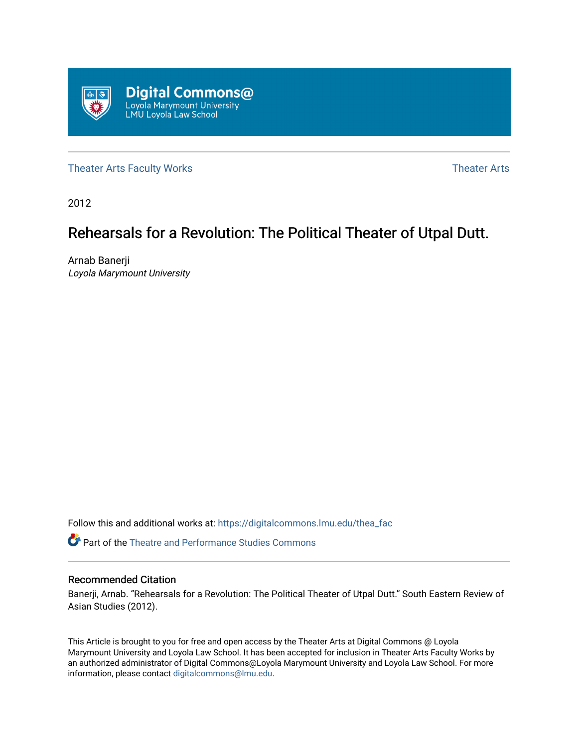Digital Commons@
Loyola Marymount University
LMU Loyola Law School

Theater Arts Faculty Works | Theater Arts

2012

# Rehearsals for a Revolution: The Political Theater of Utpal Dutt.

Arnab Banerji
*Loyola Marymount University*

Follow this and additional works at: https://digitalcommons.lmu.edu/thea_fac

Part of the Theatre and Performance Studies Commons

## Recommended Citation

Banerji, Arnab. "Rehearsals for a Revolution: The Political Theater of Utpal Dutt." South Eastern Review of Asian Studies (2012).

This Article is brought to you for free and open access by the Theater Arts at Digital Commons @ Loyola Marymount University and Loyola Law School. It has been accepted for inclusion in Theater Arts Faculty Works by an authorized administrator of Digital Commons@Loyola Marymount University and Loyola Law School. For more information, please contact digitalcommons@lmu.edu.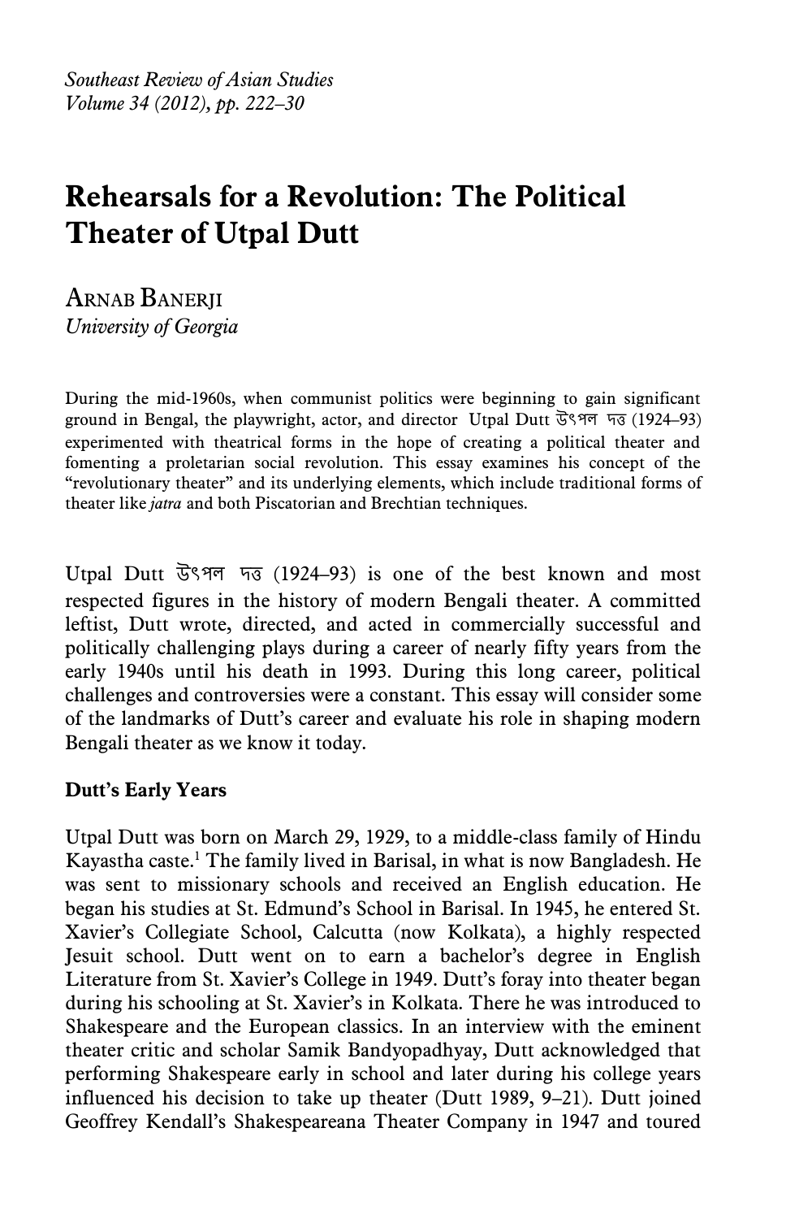# Rehearsals for a Revolution: The Political Theater of Utpal Dutt

Arnab Banerji
*University of Georgia*

During the mid-1960s, when communist politics were beginning to gain significant ground in Bengal, the playwright, actor, and director Utpal Dutt উৎপল দত্ত (1924–93) experimented with theatrical forms in the hope of creating a political theater and fomenting a proletarian social revolution. This essay examines his concept of the "revolutionary theater" and its underlying elements, which include traditional forms of theater like *jatra* and both Piscatorian and Brechtian techniques.

Utpal Dutt উৎপল দত্ত (1924–93) is one of the best known and most respected figures in the history of modern Bengali theater. A committed leftist, Dutt wrote, directed, and acted in commercially successful and politically challenging plays during a career of nearly fifty years from the early 1940s until his death in 1993. During this long career, political challenges and controversies were a constant. This essay will consider some of the landmarks of Dutt's career and evaluate his role in shaping modern Bengali theater as we know it today.

## Dutt's Early Years

Utpal Dutt was born on March 29, 1929, to a middle-class family of Hindu Kayastha caste.[1] The family lived in Barisal, in what is now Bangladesh. He was sent to missionary schools and received an English education. He began his studies at St. Edmund's School in Barisal. In 1945, he entered St. Xavier's Collegiate School, Calcutta (now Kolkata), a highly respected Jesuit school. Dutt went on to earn a bachelor's degree in English Literature from St. Xavier's College in 1949. Dutt's foray into theater began during his schooling at St. Xavier's in Kolkata. There he was introduced to Shakespeare and the European classics. In an interview with the eminent theater critic and scholar Samik Bandyopadhyay, Dutt acknowledged that performing Shakespeare early in school and later during his college years influenced his decision to take up theater (Dutt 1989, 9–21). Dutt joined Geoffrey Kendall's Shakespeareana Theater Company in 1947 and toured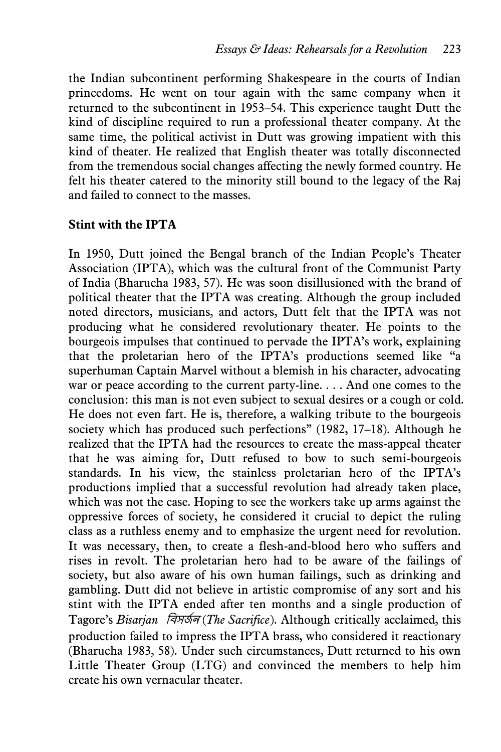the Indian subcontinent performing Shakespeare in the courts of Indian princedoms. He went on tour again with the same company when it returned to the subcontinent in 1953–54. This experience taught Dutt the kind of discipline required to run a professional theater company. At the same time, the political activist in Dutt was growing impatient with this kind of theater. He realized that English theater was totally disconnected from the tremendous social changes affecting the newly formed country. He felt his theater catered to the minority still bound to the legacy of the Raj and failed to connect to the masses.

## Stint with the IPTA

In 1950, Dutt joined the Bengal branch of the Indian People's Theater Association (IPTA), which was the cultural front of the Communist Party of India (Bharucha 1983, 57). He was soon disillusioned with the brand of political theater that the IPTA was creating. Although the group included noted directors, musicians, and actors, Dutt felt that the IPTA was not producing what he considered revolutionary theater. He points to the bourgeois impulses that continued to pervade the IPTA's work, explaining that the proletarian hero of the IPTA's productions seemed like "a superhuman Captain Marvel without a blemish in his character, advocating war or peace according to the current party-line. . . . And one comes to the conclusion: this man is not even subject to sexual desires or a cough or cold. He does not even fart. He is, therefore, a walking tribute to the bourgeois society which has produced such perfections" (1982, 17–18). Although he realized that the IPTA had the resources to create the mass-appeal theater that he was aiming for, Dutt refused to bow to such semi-bourgeois standards. In his view, the stainless proletarian hero of the IPTA's productions implied that a successful revolution had already taken place, which was not the case. Hoping to see the workers take up arms against the oppressive forces of society, he considered it crucial to depict the ruling class as a ruthless enemy and to emphasize the urgent need for revolution. It was necessary, then, to create a flesh-and-blood hero who suffers and rises in revolt. The proletarian hero had to be aware of the failings of society, but also aware of his own human failings, such as drinking and gambling. Dutt did not believe in artistic compromise of any sort and his stint with the IPTA ended after ten months and a single production of Tagore's *Bisarjan* বিসর্জন (*The Sacrifice*). Although critically acclaimed, this production failed to impress the IPTA brass, who considered it reactionary (Bharucha 1983, 58). Under such circumstances, Dutt returned to his own Little Theater Group (LTG) and convinced the members to help him create his own vernacular theater.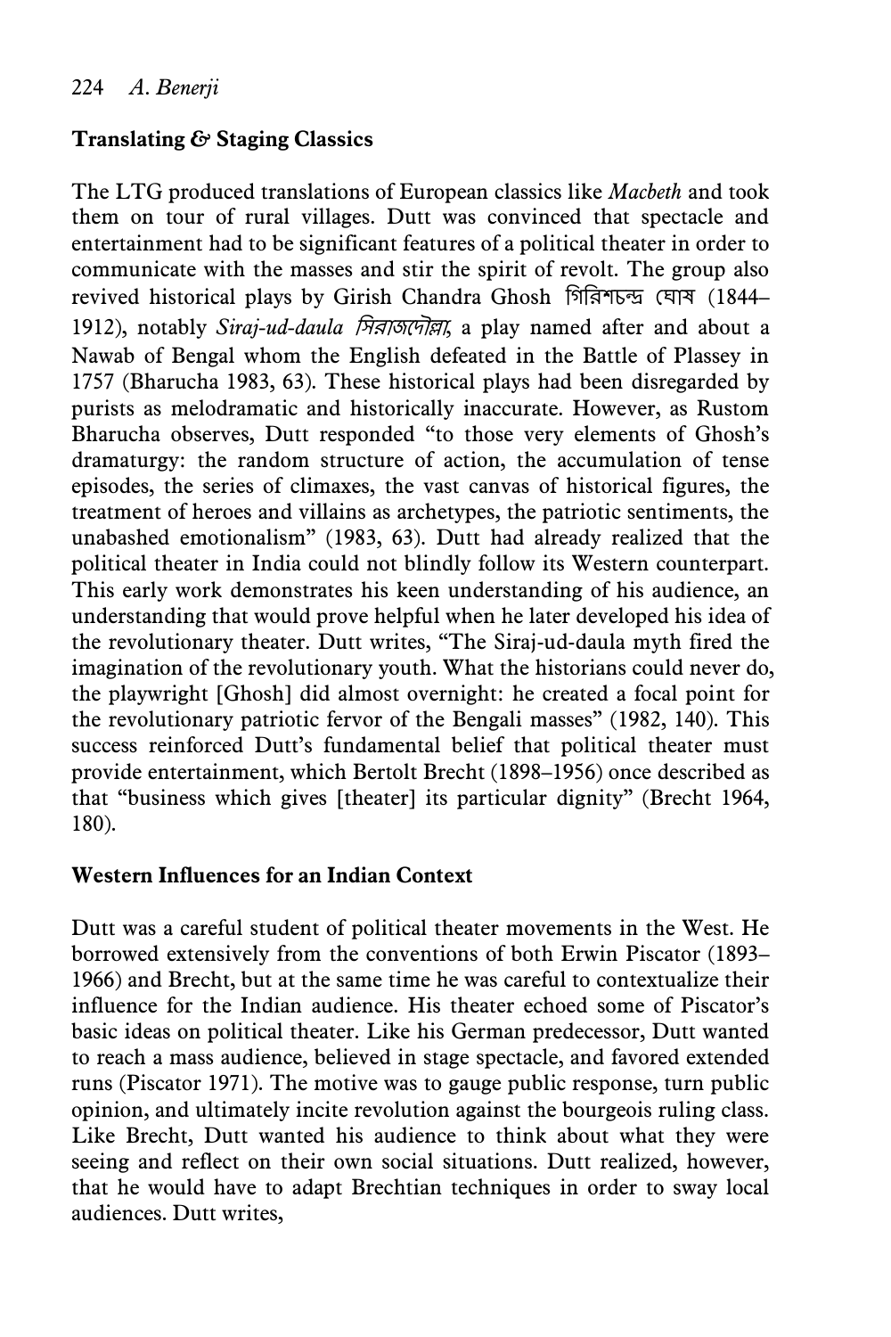## Translating & Staging Classics

The LTG produced translations of European classics like *Macbeth* and took them on tour of rural villages. Dutt was convinced that spectacle and entertainment had to be significant features of a political theater in order to communicate with the masses and stir the spirit of revolt. The group also revived historical plays by Girish Chandra Ghosh গিরিশচন্দ্র ঘোষ (1844–1912), notably *Siraj-ud-daula সিরাজদৌল্লা*, a play named after and about a Nawab of Bengal whom the English defeated in the Battle of Plassey in 1757 (Bharucha 1983, 63). These historical plays had been disregarded by purists as melodramatic and historically inaccurate. However, as Rustom Bharucha observes, Dutt responded "to those very elements of Ghosh's dramaturgy: the random structure of action, the accumulation of tense episodes, the series of climaxes, the vast canvas of historical figures, the treatment of heroes and villains as archetypes, the patriotic sentiments, the unabashed emotionalism" (1983, 63). Dutt had already realized that the political theater in India could not blindly follow its Western counterpart. This early work demonstrates his keen understanding of his audience, an understanding that would prove helpful when he later developed his idea of the revolutionary theater. Dutt writes, "The Siraj-ud-daula myth fired the imagination of the revolutionary youth. What the historians could never do, the playwright [Ghosh] did almost overnight: he created a focal point for the revolutionary patriotic fervor of the Bengali masses" (1982, 140). This success reinforced Dutt's fundamental belief that political theater must provide entertainment, which Bertolt Brecht (1898–1956) once described as that "business which gives [theater] its particular dignity" (Brecht 1964, 180).

## Western Influences for an Indian Context

Dutt was a careful student of political theater movements in the West. He borrowed extensively from the conventions of both Erwin Piscator (1893–1966) and Brecht, but at the same time he was careful to contextualize their influence for the Indian audience. His theater echoed some of Piscator's basic ideas on political theater. Like his German predecessor, Dutt wanted to reach a mass audience, believed in stage spectacle, and favored extended runs (Piscator 1971). The motive was to gauge public response, turn public opinion, and ultimately incite revolution against the bourgeois ruling class. Like Brecht, Dutt wanted his audience to think about what they were seeing and reflect on their own social situations. Dutt realized, however, that he would have to adapt Brechtian techniques in order to sway local audiences. Dutt writes,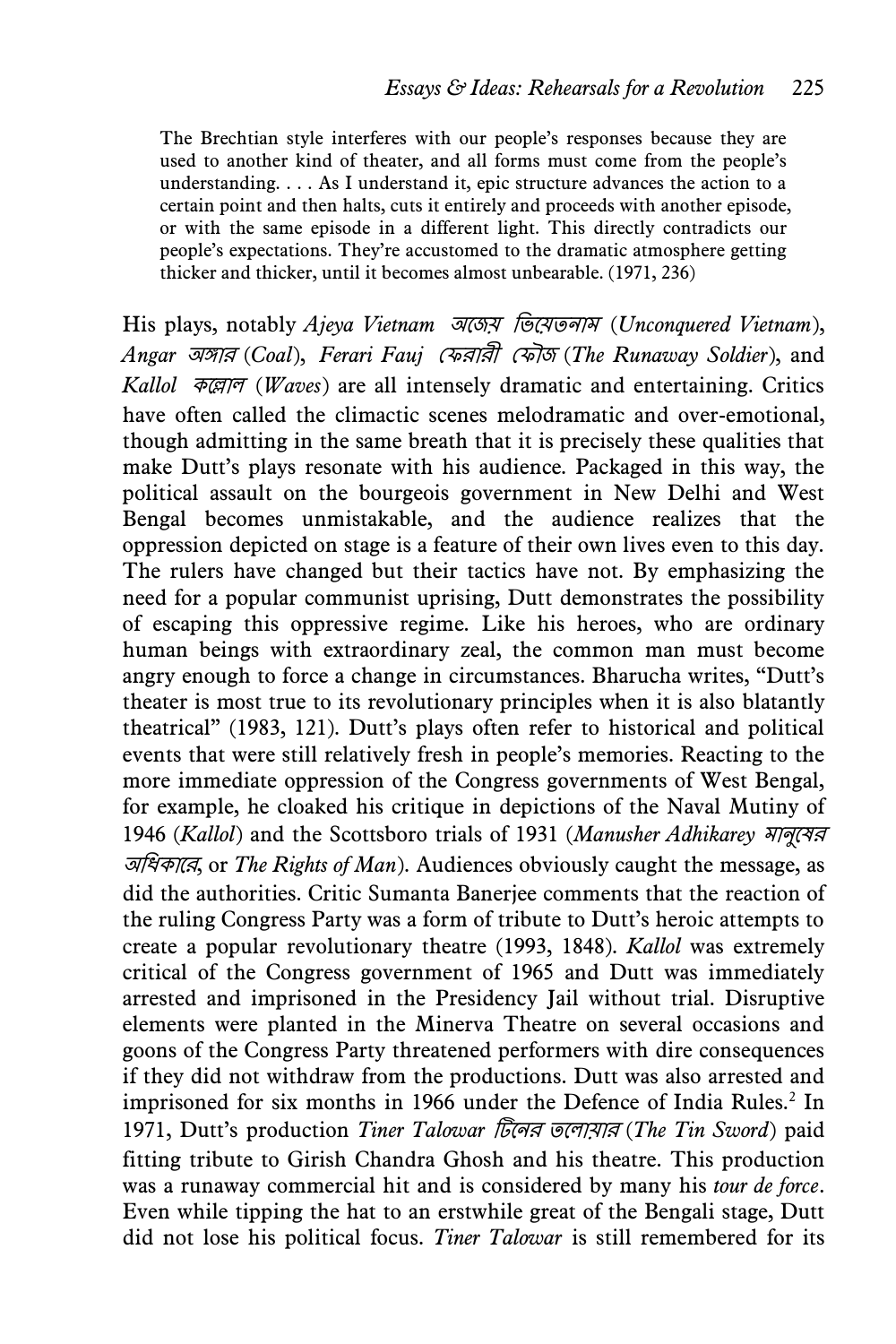> The Brechtian style interferes with our people's responses because they are used to another kind of theater, and all forms must come from the people's understanding. . . . As I understand it, epic structure advances the action to a certain point and then halts, cuts it entirely and proceeds with another episode, or with the same episode in a different light. This directly contradicts our people's expectations. They're accustomed to the dramatic atmosphere getting thicker and thicker, until it becomes almost unbearable. (1971, 236)

His plays, notably *Ajeya Vietnam* *অজেয় ভিয়েতনাম* (*Unconquered Vietnam*), *Angar* *অঙ্গার* (*Coal*), *Ferari Fauj* *ফেরারী ফৌজ* (*The Runaway Soldier*), and *Kallol* *কল্লোল* (*Waves*) are all intensely dramatic and entertaining. Critics have often called the climactic scenes melodramatic and over-emotional, though admitting in the same breath that it is precisely these qualities that make Dutt's plays resonate with his audience. Packaged in this way, the political assault on the bourgeois government in New Delhi and West Bengal becomes unmistakable, and the audience realizes that the oppression depicted on stage is a feature of their own lives even to this day. The rulers have changed but their tactics have not. By emphasizing the need for a popular communist uprising, Dutt demonstrates the possibility of escaping this oppressive regime. Like his heroes, who are ordinary human beings with extraordinary zeal, the common man must become angry enough to force a change in circumstances. Bharucha writes, "Dutt's theater is most true to its revolutionary principles when it is also blatantly theatrical" (1983, 121). Dutt's plays often refer to historical and political events that were still relatively fresh in people's memories. Reacting to the more immediate oppression of the Congress governments of West Bengal, for example, he cloaked his critique in depictions of the Naval Mutiny of 1946 (*Kallol*) and the Scottsboro trials of 1931 (*Manusher Adhikarey* *মানুষের অধিকারে*, or *The Rights of Man*). Audiences obviously caught the message, as did the authorities. Critic Sumanta Banerjee comments that the reaction of the ruling Congress Party was a form of tribute to Dutt's heroic attempts to create a popular revolutionary theatre (1993, 1848). *Kallol* was extremely critical of the Congress government of 1965 and Dutt was immediately arrested and imprisoned in the Presidency Jail without trial. Disruptive elements were planted in the Minerva Theatre on several occasions and goons of the Congress Party threatened performers with dire consequences if they did not withdraw from the productions. Dutt was also arrested and imprisoned for six months in 1966 under the Defence of India Rules.[2] In 1971, Dutt's production *Tiner Talowar* *টিনের তলোয়ার* (*The Tin Sword*) paid fitting tribute to Girish Chandra Ghosh and his theatre. This production was a runaway commercial hit and is considered by many his *tour de force*. Even while tipping the hat to an erstwhile great of the Bengali stage, Dutt did not lose his political focus. *Tiner Talowar* is still remembered for its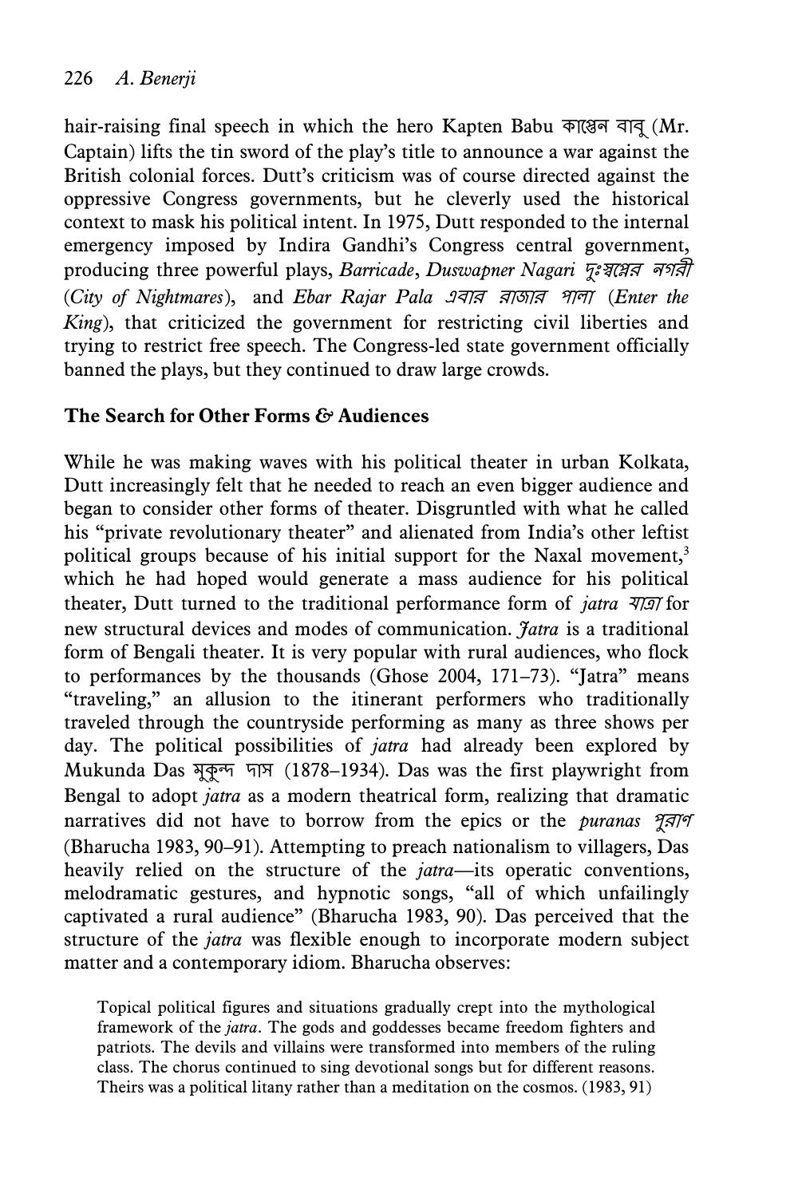hair-raising final speech in which the hero Kapten Babu কাপ্তেন বাবু (Mr. Captain) lifts the tin sword of the play's title to announce a war against the British colonial forces. Dutt's criticism was of course directed against the oppressive Congress governments, but he cleverly used the historical context to mask his political intent. In 1975, Dutt responded to the internal emergency imposed by Indira Gandhi's Congress central government, producing three powerful plays, *Barricade*, *Duswapner Nagari দুঃস্বপ্নের নগরী* (*City of Nightmares*), and *Ebar Rajar Pala এবার রাজার পালা* (*Enter the King*), that criticized the government for restricting civil liberties and trying to restrict free speech. The Congress-led state government officially banned the plays, but they continued to draw large crowds.

## The Search for Other Forms & Audiences

While he was making waves with his political theater in urban Kolkata, Dutt increasingly felt that he needed to reach an even bigger audience and began to consider other forms of theater. Disgruntled with what he called his "private revolutionary theater" and alienated from India's other leftist political groups because of his initial support for the Naxal movement,[3] which he had hoped would generate a mass audience for his political theater, Dutt turned to the traditional performance form of *jatra যাত্রা* for new structural devices and modes of communication. *Jatra* is a traditional form of Bengali theater. It is very popular with rural audiences, who flock to performances by the thousands (Ghose 2004, 171–73). "Jatra" means "traveling," an allusion to the itinerant performers who traditionally traveled through the countryside performing as many as three shows per day. The political possibilities of *jatra* had already been explored by Mukunda Das মুকুন্দ দাস (1878–1934). Das was the first playwright from Bengal to adopt *jatra* as a modern theatrical form, realizing that dramatic narratives did not have to borrow from the epics or the *puranas পুরাণ* (Bharucha 1983, 90–91). Attempting to preach nationalism to villagers, Das heavily relied on the structure of the *jatra*—its operatic conventions, melodramatic gestures, and hypnotic songs, "all of which unfailingly captivated a rural audience" (Bharucha 1983, 90). Das perceived that the structure of the *jatra* was flexible enough to incorporate modern subject matter and a contemporary idiom. Bharucha observes:

> Topical political figures and situations gradually crept into the mythological framework of the *jatra*. The gods and goddesses became freedom fighters and patriots. The devils and villains were transformed into members of the ruling class. The chorus continued to sing devotional songs but for different reasons. Theirs was a political litany rather than a meditation on the cosmos. (1983, 91)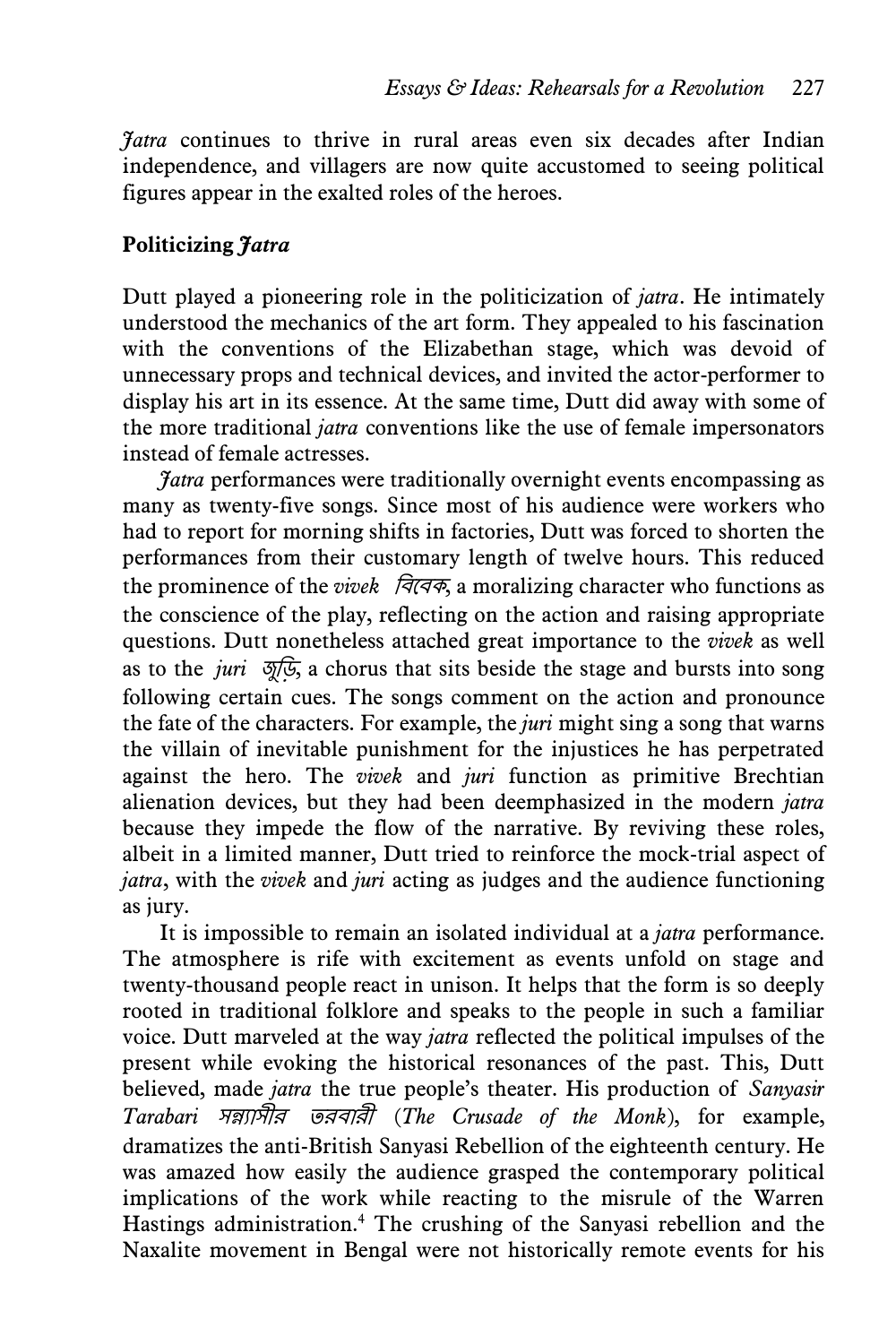*Jatra* continues to thrive in rural areas even six decades after Indian independence, and villagers are now quite accustomed to seeing political figures appear in the exalted roles of the heroes.

## Politicizing *Jatra*

Dutt played a pioneering role in the politicization of *jatra*. He intimately understood the mechanics of the art form. They appealed to his fascination with the conventions of the Elizabethan stage, which was devoid of unnecessary props and technical devices, and invited the actor-performer to display his art in its essence. At the same time, Dutt did away with some of the more traditional *jatra* conventions like the use of female impersonators instead of female actresses.

*Jatra* performances were traditionally overnight events encompassing as many as twenty-five songs. Since most of his audience were workers who had to report for morning shifts in factories, Dutt was forced to shorten the performances from their customary length of twelve hours. This reduced the prominence of the *vivek* বিবেক, a moralizing character who functions as the conscience of the play, reflecting on the action and raising appropriate questions. Dutt nonetheless attached great importance to the *vivek* as well as to the *juri* জুড়ি, a chorus that sits beside the stage and bursts into song following certain cues. The songs comment on the action and pronounce the fate of the characters. For example, the *juri* might sing a song that warns the villain of inevitable punishment for the injustices he has perpetrated against the hero. The *vivek* and *juri* function as primitive Brechtian alienation devices, but they had been deemphasized in the modern *jatra* because they impede the flow of the narrative. By reviving these roles, albeit in a limited manner, Dutt tried to reinforce the mock-trial aspect of *jatra*, with the *vivek* and *juri* acting as judges and the audience functioning as jury.

It is impossible to remain an isolated individual at a *jatra* performance. The atmosphere is rife with excitement as events unfold on stage and twenty-thousand people react in unison. It helps that the form is so deeply rooted in traditional folklore and speaks to the people in such a familiar voice. Dutt marveled at the way *jatra* reflected the political impulses of the present while evoking the historical resonances of the past. This, Dutt believed, made *jatra* the true people's theater. His production of *Sanyasir Tarabari* সন্ন্যাসীর তরবারী (*The Crusade of the Monk*), for example, dramatizes the anti-British Sanyasi Rebellion of the eighteenth century. He was amazed how easily the audience grasped the contemporary political implications of the work while reacting to the misrule of the Warren Hastings administration.[4] The crushing of the Sanyasi rebellion and the Naxalite movement in Bengal were not historically remote events for his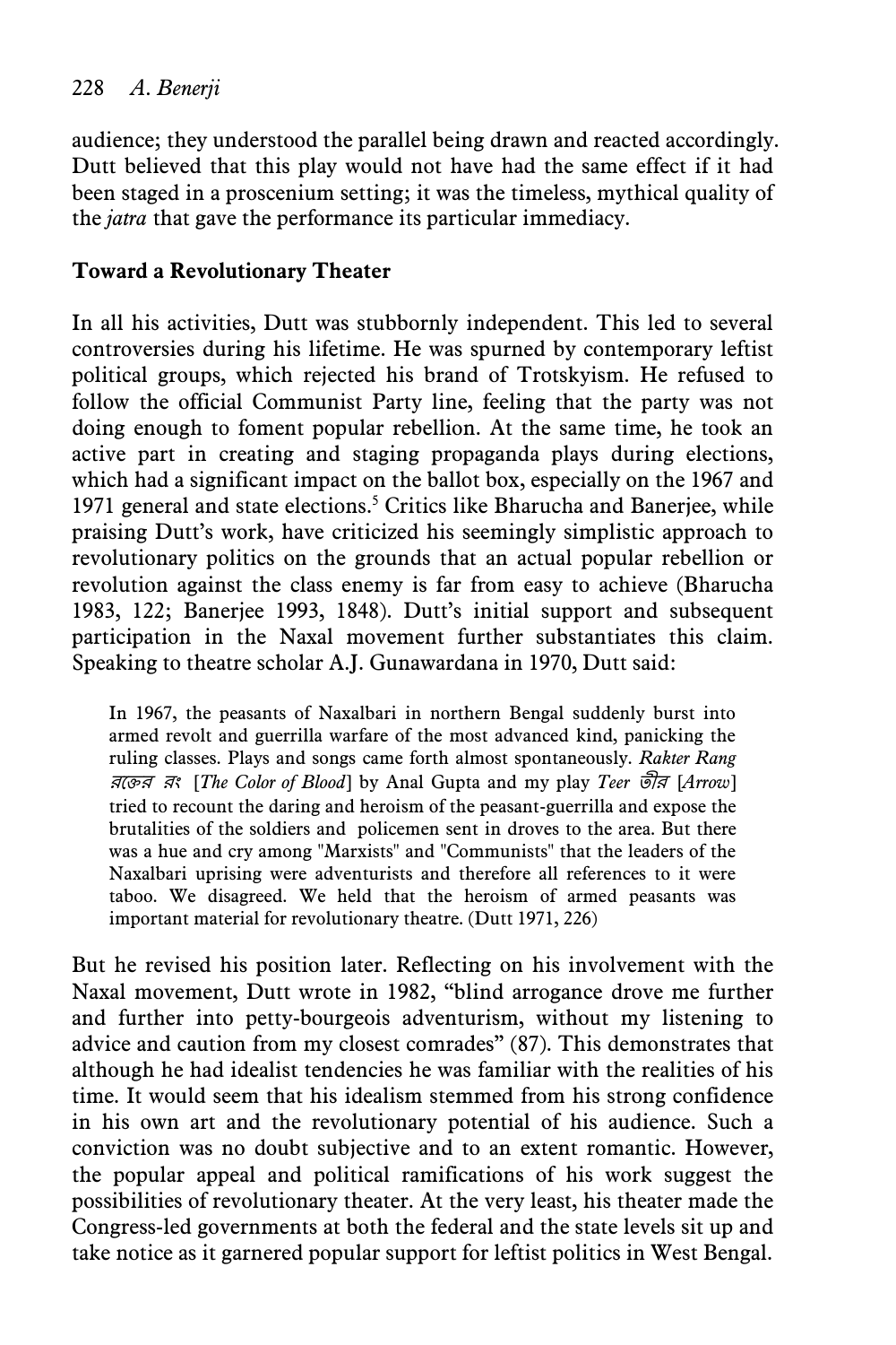audience; they understood the parallel being drawn and reacted accordingly. Dutt believed that this play would not have had the same effect if it had been staged in a proscenium setting; it was the timeless, mythical quality of the *jatra* that gave the performance its particular immediacy.

## Toward a Revolutionary Theater

In all his activities, Dutt was stubbornly independent. This led to several controversies during his lifetime. He was spurned by contemporary leftist political groups, which rejected his brand of Trotskyism. He refused to follow the official Communist Party line, feeling that the party was not doing enough to foment popular rebellion. At the same time, he took an active part in creating and staging propaganda plays during elections, which had a significant impact on the ballot box, especially on the 1967 and 1971 general and state elections.[5] Critics like Bharucha and Banerjee, while praising Dutt's work, have criticized his seemingly simplistic approach to revolutionary politics on the grounds that an actual popular rebellion or revolution against the class enemy is far from easy to achieve (Bharucha 1983, 122; Banerjee 1993, 1848). Dutt's initial support and subsequent participation in the Naxal movement further substantiates this claim. Speaking to theatre scholar A.J. Gunawardana in 1970, Dutt said:

> In 1967, the peasants of Naxalbari in northern Bengal suddenly burst into armed revolt and guerrilla warfare of the most advanced kind, panicking the ruling classes. Plays and songs came forth almost spontaneously. *Rakter Rang* রক্তের রং [*The Color of Blood*] by Anal Gupta and my play *Teer* তীর [*Arrow*] tried to recount the daring and heroism of the peasant-guerrilla and expose the brutalities of the soldiers and policemen sent in droves to the area. But there was a hue and cry among "Marxists" and "Communists" that the leaders of the Naxalbari uprising were adventurists and therefore all references to it were taboo. We disagreed. We held that the heroism of armed peasants was important material for revolutionary theatre. (Dutt 1971, 226)

But he revised his position later. Reflecting on his involvement with the Naxal movement, Dutt wrote in 1982, "blind arrogance drove me further and further into petty-bourgeois adventurism, without my listening to advice and caution from my closest comrades" (87). This demonstrates that although he had idealist tendencies he was familiar with the realities of his time. It would seem that his idealism stemmed from his strong confidence in his own art and the revolutionary potential of his audience. Such a conviction was no doubt subjective and to an extent romantic. However, the popular appeal and political ramifications of his work suggest the possibilities of revolutionary theater. At the very least, his theater made the Congress-led governments at both the federal and the state levels sit up and take notice as it garnered popular support for leftist politics in West Bengal.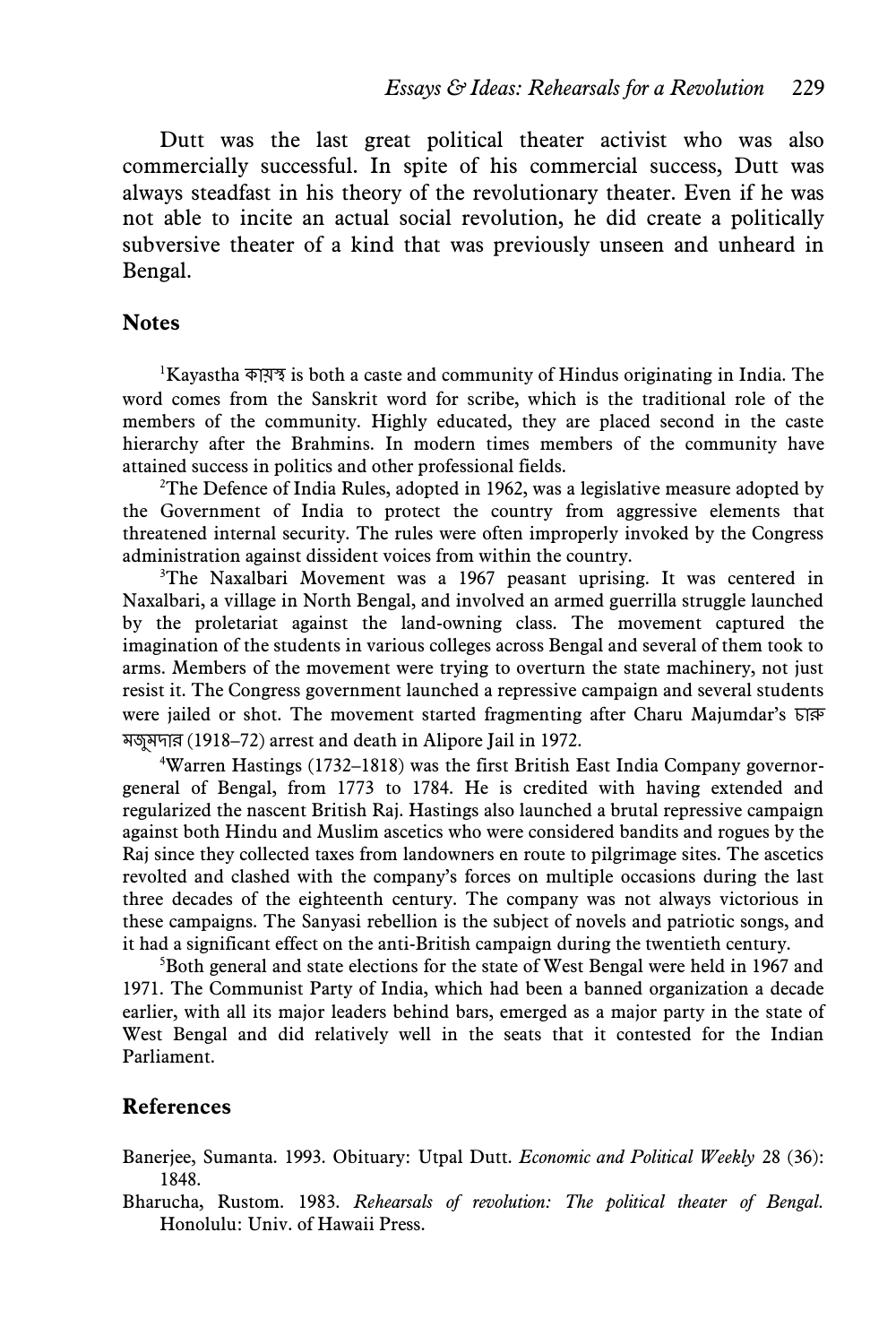Dutt was the last great political theater activist who was also commercially successful. In spite of his commercial success, Dutt was always steadfast in his theory of the revolutionary theater. Even if he was not able to incite an actual social revolution, he did create a politically subversive theater of a kind that was previously unseen and unheard in Bengal.

## Notes

[1]Kayastha কায়স্থ is both a caste and community of Hindus originating in India. The word comes from the Sanskrit word for scribe, which is the traditional role of the members of the community. Highly educated, they are placed second in the caste hierarchy after the Brahmins. In modern times members of the community have attained success in politics and other professional fields.

[2]The Defence of India Rules, adopted in 1962, was a legislative measure adopted by the Government of India to protect the country from aggressive elements that threatened internal security. The rules were often improperly invoked by the Congress administration against dissident voices from within the country.

[3]The Naxalbari Movement was a 1967 peasant uprising. It was centered in Naxalbari, a village in North Bengal, and involved an armed guerrilla struggle launched by the proletariat against the land-owning class. The movement captured the imagination of the students in various colleges across Bengal and several of them took to arms. Members of the movement were trying to overturn the state machinery, not just resist it. The Congress government launched a repressive campaign and several students were jailed or shot. The movement started fragmenting after Charu Majumdar's চারু মজুমদার (1918–72) arrest and death in Alipore Jail in 1972.

[4]Warren Hastings (1732–1818) was the first British East India Company governor-general of Bengal, from 1773 to 1784. He is credited with having extended and regularized the nascent British Raj. Hastings also launched a brutal repressive campaign against both Hindu and Muslim ascetics who were considered bandits and rogues by the Raj since they collected taxes from landowners en route to pilgrimage sites. The ascetics revolted and clashed with the company's forces on multiple occasions during the last three decades of the eighteenth century. The company was not always victorious in these campaigns. The Sanyasi rebellion is the subject of novels and patriotic songs, and it had a significant effect on the anti-British campaign during the twentieth century.

[5]Both general and state elections for the state of West Bengal were held in 1967 and 1971. The Communist Party of India, which had been a banned organization a decade earlier, with all its major leaders behind bars, emerged as a major party in the state of West Bengal and did relatively well in the seats that it contested for the Indian Parliament.

## References

Banerjee, Sumanta. 1993. Obituary: Utpal Dutt. *Economic and Political Weekly* 28 (36): 1848.

Bharucha, Rustom. 1983. *Rehearsals of revolution: The political theater of Bengal.* Honolulu: Univ. of Hawaii Press.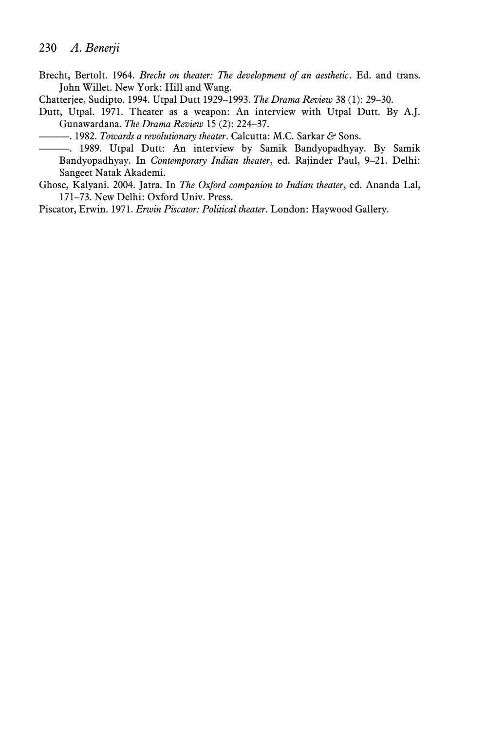Brecht, Bertolt. 1964. *Brecht on theater: The development of an aesthetic*. Ed. and trans. John Willet. New York: Hill and Wang.

Chatterjee, Sudipto. 1994. Utpal Dutt 1929–1993. *The Drama Review* 38 (1): 29–30.

Dutt, Utpal. 1971. Theater as a weapon: An interview with Utpal Dutt. By A.J. Gunawardana. *The Drama Review* 15 (2): 224–37.

———. 1982. *Towards a revolutionary theater*. Calcutta: M.C. Sarkar & Sons.

———. 1989. Utpal Dutt: An interview by Samik Bandyopadhyay. By Samik Bandyopadhyay. In *Contemporary Indian theater*, ed. Rajinder Paul, 9–21. Delhi: Sangeet Natak Akademi.

Ghose, Kalyani. 2004. Jatra. In *The Oxford companion to Indian theater*, ed. Ananda Lal, 171–73. New Delhi: Oxford Univ. Press.

Piscator, Erwin. 1971. *Erwin Piscator: Political theater*. London: Haywood Gallery.